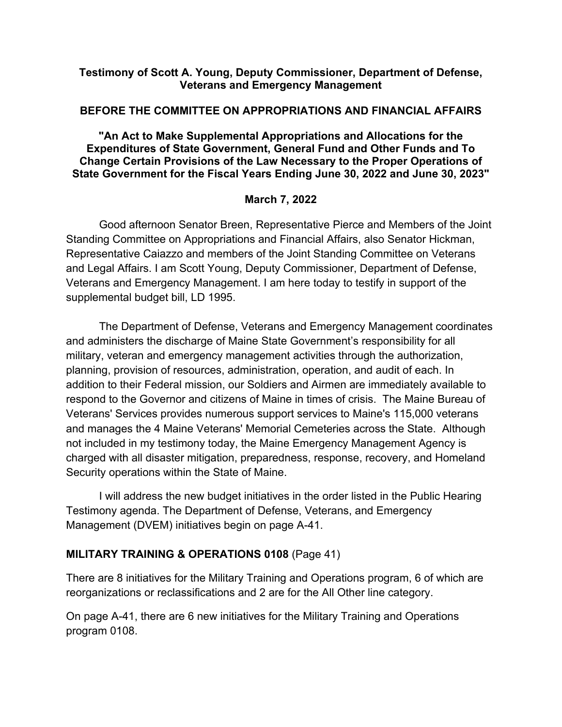**Testimony of Scott A. Young, Deputy Commissioner, Department of Defense, Veterans and Emergency Management**

**BEFORE THE COMMITTEE ON APPROPRIATIONS AND FINANCIAL AFFAIRS**

**"An Act to Make Supplemental Appropriations and Allocations for the Expenditures of State Government, General Fund and Other Funds and To Change Certain Provisions of the Law Necessary to the Proper Operations of State Government for the Fiscal Years Ending June 30, 2022 and June 30, 2023"**

**March 7, 2022**

Good afternoon Senator Breen, Representative Pierce and Members of the Joint Standing Committee on Appropriations and Financial Affairs, also Senator Hickman, Representative Caiazzo and members of the Joint Standing Committee on Veterans and Legal Affairs. I am Scott Young, Deputy Commissioner, Department of Defense, Veterans and Emergency Management. I am here today to testify in support of the supplemental budget bill, LD 1995.

The Department of Defense, Veterans and Emergency Management coordinates and administers the discharge of Maine State Government's responsibility for all military, veteran and emergency management activities through the authorization, planning, provision of resources, administration, operation, and audit of each. In addition to their Federal mission, our Soldiers and Airmen are immediately available to respond to the Governor and citizens of Maine in times of crisis. The Maine Bureau of Veterans' Services provides numerous support services to Maine's 115,000 veterans and manages the 4 Maine Veterans' Memorial Cemeteries across the State. Although not included in my testimony today, the Maine Emergency Management Agency is charged with all disaster mitigation, preparedness, response, recovery, and Homeland Security operations within the State of Maine.

I will address the new budget initiatives in the order listed in the Public Hearing Testimony agenda. The Department of Defense, Veterans, and Emergency Management (DVEM) initiatives begin on page A-41.

**MILITARY TRAINING & OPERATIONS 0108** (Page 41)

There are 8 initiatives for the Military Training and Operations program, 6 of which are reorganizations or reclassifications and 2 are for the All Other line category.

On page A-41, there are 6 new initiatives for the Military Training and Operations program 0108.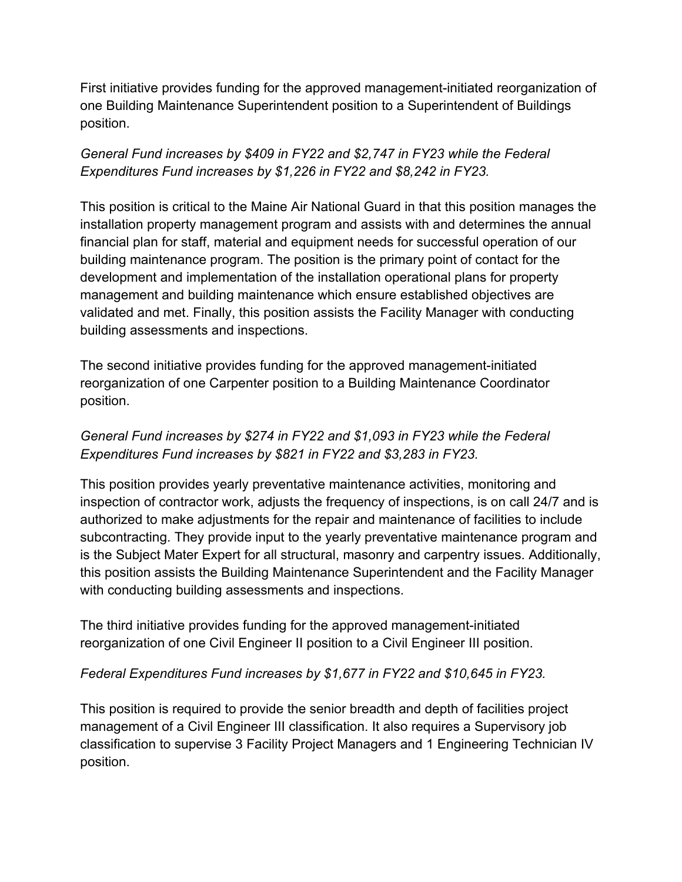First initiative provides funding for the approved management-initiated reorganization of one Building Maintenance Superintendent position to a Superintendent of Buildings position.

*General Fund increases by $409 in FY22 and $2,747 in FY23 while the Federal Expenditures Fund increases by $1,226 in FY22 and $8,242 in FY23.*

This position is critical to the Maine Air National Guard in that this position manages the installation property management program and assists with and determines the annual financial plan for staff, material and equipment needs for successful operation of our building maintenance program. The position is the primary point of contact for the development and implementation of the installation operational plans for property management and building maintenance which ensure established objectives are validated and met. Finally, this position assists the Facility Manager with conducting building assessments and inspections.

The second initiative provides funding for the approved management-initiated reorganization of one Carpenter position to a Building Maintenance Coordinator position.

*General Fund increases by $274 in FY22 and $1,093 in FY23 while the Federal Expenditures Fund increases by $821 in FY22 and $3,283 in FY23.*

This position provides yearly preventative maintenance activities, monitoring and inspection of contractor work, adjusts the frequency of inspections, is on call 24/7 and is authorized to make adjustments for the repair and maintenance of facilities to include subcontracting. They provide input to the yearly preventative maintenance program and is the Subject Mater Expert for all structural, masonry and carpentry issues. Additionally, this position assists the Building Maintenance Superintendent and the Facility Manager with conducting building assessments and inspections.

The third initiative provides funding for the approved management-initiated reorganization of one Civil Engineer II position to a Civil Engineer III position.

*Federal Expenditures Fund increases by $1,677 in FY22 and $10,645 in FY23.*

This position is required to provide the senior breadth and depth of facilities project management of a Civil Engineer III classification. It also requires a Supervisory job classification to supervise 3 Facility Project Managers and 1 Engineering Technician IV position.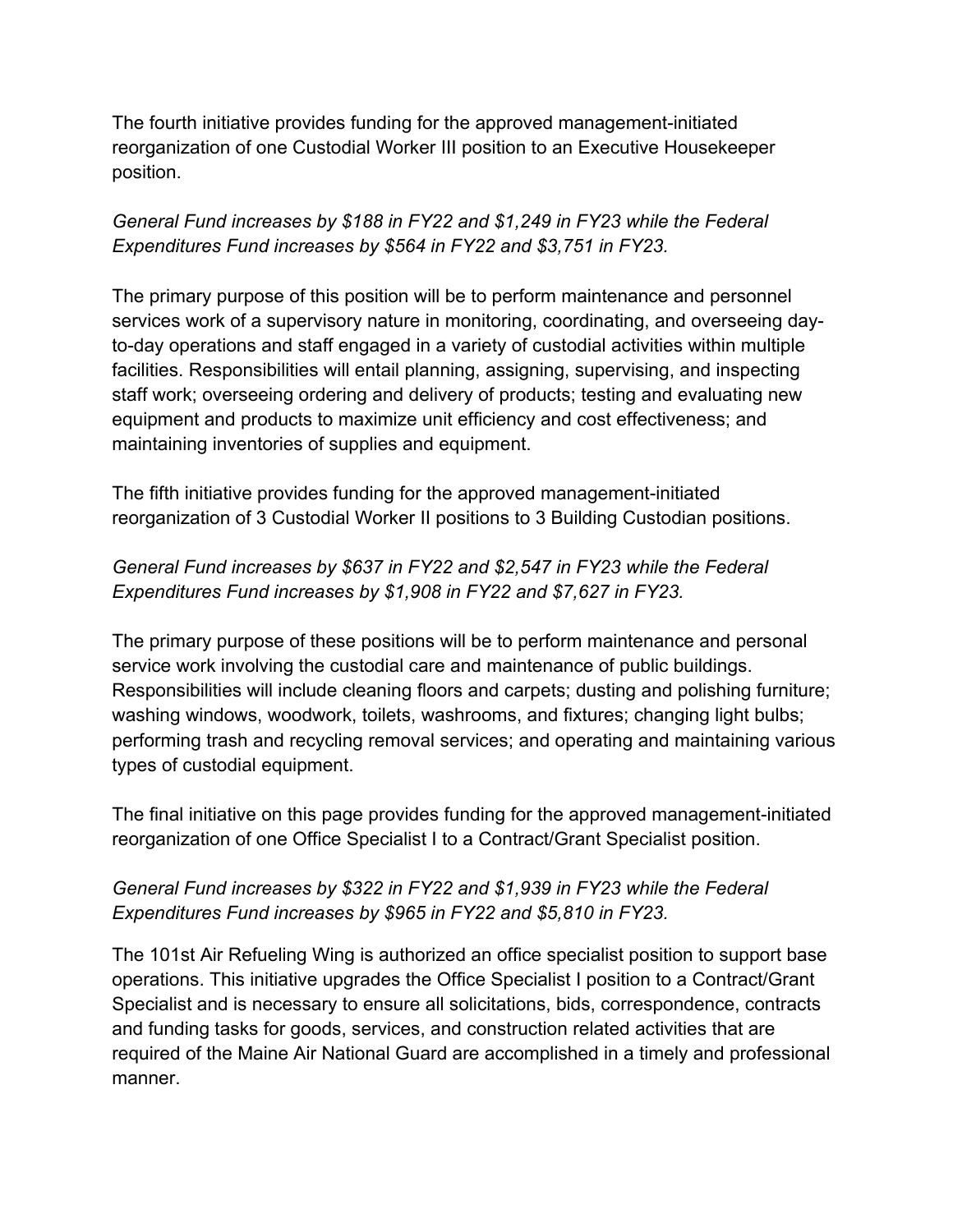The fourth initiative provides funding for the approved management-initiated reorganization of one Custodial Worker III position to an Executive Housekeeper position.

*General Fund increases by $188 in FY22 and $1,249 in FY23 while the Federal Expenditures Fund increases by $564 in FY22 and $3,751 in FY23.*

The primary purpose of this position will be to perform maintenance and personnel services work of a supervisory nature in monitoring, coordinating, and overseeing day-to-day operations and staff engaged in a variety of custodial activities within multiple facilities. Responsibilities will entail planning, assigning, supervising, and inspecting staff work; overseeing ordering and delivery of products; testing and evaluating new equipment and products to maximize unit efficiency and cost effectiveness; and maintaining inventories of supplies and equipment.

The fifth initiative provides funding for the approved management-initiated reorganization of 3 Custodial Worker II positions to 3 Building Custodian positions.

*General Fund increases by $637 in FY22 and $2,547 in FY23 while the Federal Expenditures Fund increases by $1,908 in FY22 and $7,627 in FY23.*

The primary purpose of these positions will be to perform maintenance and personal service work involving the custodial care and maintenance of public buildings. Responsibilities will include cleaning floors and carpets; dusting and polishing furniture; washing windows, woodwork, toilets, washrooms, and fixtures; changing light bulbs; performing trash and recycling removal services; and operating and maintaining various types of custodial equipment.

The final initiative on this page provides funding for the approved management-initiated reorganization of one Office Specialist I to a Contract/Grant Specialist position.

*General Fund increases by $322 in FY22 and $1,939 in FY23 while the Federal Expenditures Fund increases by $965 in FY22 and $5,810 in FY23.*

The 101st Air Refueling Wing is authorized an office specialist position to support base operations. This initiative upgrades the Office Specialist I position to a Contract/Grant Specialist and is necessary to ensure all solicitations, bids, correspondence, contracts and funding tasks for goods, services, and construction related activities that are required of the Maine Air National Guard are accomplished in a timely and professional manner.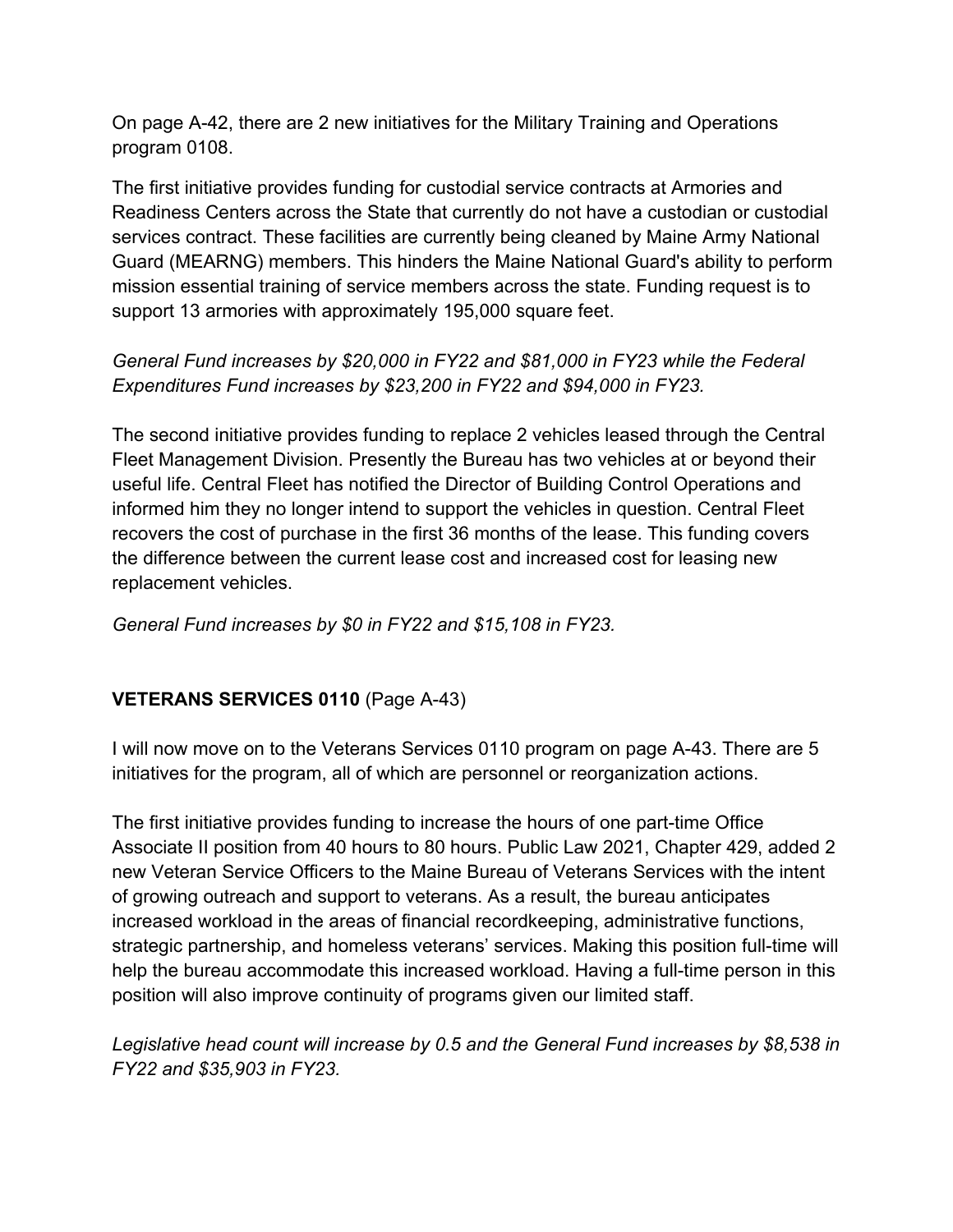On page A-42, there are 2 new initiatives for the Military Training and Operations program 0108.

The first initiative provides funding for custodial service contracts at Armories and Readiness Centers across the State that currently do not have a custodian or custodial services contract. These facilities are currently being cleaned by Maine Army National Guard (MEARNG) members. This hinders the Maine National Guard's ability to perform mission essential training of service members across the state. Funding request is to support 13 armories with approximately 195,000 square feet.

*General Fund increases by $20,000 in FY22 and $81,000 in FY23 while the Federal Expenditures Fund increases by $23,200 in FY22 and $94,000 in FY23.*

The second initiative provides funding to replace 2 vehicles leased through the Central Fleet Management Division. Presently the Bureau has two vehicles at or beyond their useful life. Central Fleet has notified the Director of Building Control Operations and informed him they no longer intend to support the vehicles in question. Central Fleet recovers the cost of purchase in the first 36 months of the lease. This funding covers the difference between the current lease cost and increased cost for leasing new replacement vehicles.

*General Fund increases by $0 in FY22 and $15,108 in FY23.*

**VETERANS SERVICES 0110** (Page A-43)

I will now move on to the Veterans Services 0110 program on page A-43. There are 5 initiatives for the program, all of which are personnel or reorganization actions.

The first initiative provides funding to increase the hours of one part-time Office Associate II position from 40 hours to 80 hours. Public Law 2021, Chapter 429, added 2 new Veteran Service Officers to the Maine Bureau of Veterans Services with the intent of growing outreach and support to veterans. As a result, the bureau anticipates increased workload in the areas of financial recordkeeping, administrative functions, strategic partnership, and homeless veterans' services. Making this position full-time will help the bureau accommodate this increased workload. Having a full-time person in this position will also improve continuity of programs given our limited staff.

*Legislative head count will increase by 0.5 and the General Fund increases by $8,538 in FY22 and $35,903 in FY23.*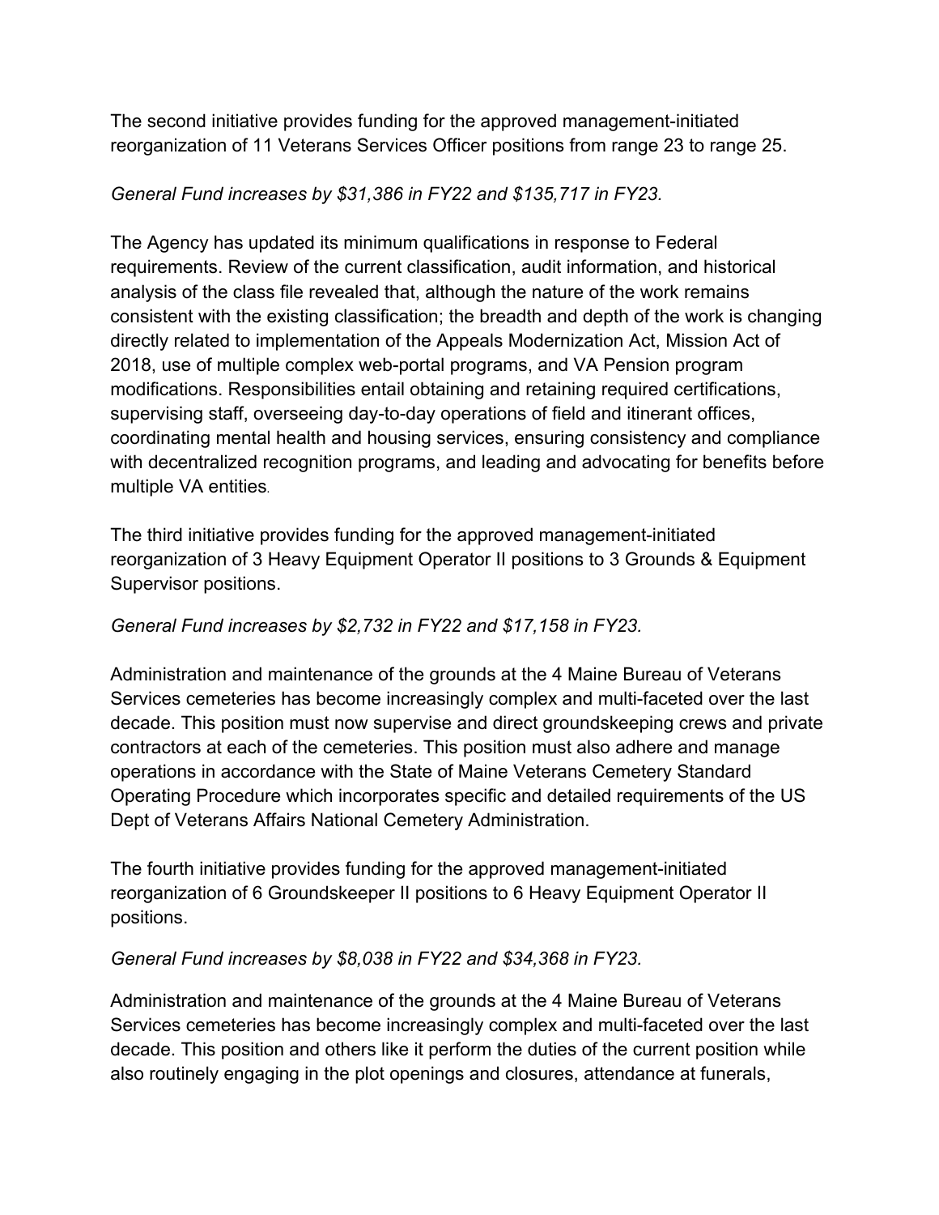The second initiative provides funding for the approved management-initiated reorganization of 11 Veterans Services Officer positions from range 23 to range 25.

*General Fund increases by $31,386 in FY22 and $135,717 in FY23.*

The Agency has updated its minimum qualifications in response to Federal requirements. Review of the current classification, audit information, and historical analysis of the class file revealed that, although the nature of the work remains consistent with the existing classification; the breadth and depth of the work is changing directly related to implementation of the Appeals Modernization Act, Mission Act of 2018, use of multiple complex web-portal programs, and VA Pension program modifications. Responsibilities entail obtaining and retaining required certifications, supervising staff, overseeing day-to-day operations of field and itinerant offices, coordinating mental health and housing services, ensuring consistency and compliance with decentralized recognition programs, and leading and advocating for benefits before multiple VA entities.

The third initiative provides funding for the approved management-initiated reorganization of 3 Heavy Equipment Operator II positions to 3 Grounds & Equipment Supervisor positions.

*General Fund increases by $2,732 in FY22 and $17,158 in FY23.*

Administration and maintenance of the grounds at the 4 Maine Bureau of Veterans Services cemeteries has become increasingly complex and multi-faceted over the last decade. This position must now supervise and direct groundskeeping crews and private contractors at each of the cemeteries. This position must also adhere and manage operations in accordance with the State of Maine Veterans Cemetery Standard Operating Procedure which incorporates specific and detailed requirements of the US Dept of Veterans Affairs National Cemetery Administration.

The fourth initiative provides funding for the approved management-initiated reorganization of 6 Groundskeeper II positions to 6 Heavy Equipment Operator II positions.

*General Fund increases by $8,038 in FY22 and $34,368 in FY23.*

Administration and maintenance of the grounds at the 4 Maine Bureau of Veterans Services cemeteries has become increasingly complex and multi-faceted over the last decade. This position and others like it perform the duties of the current position while also routinely engaging in the plot openings and closures, attendance at funerals,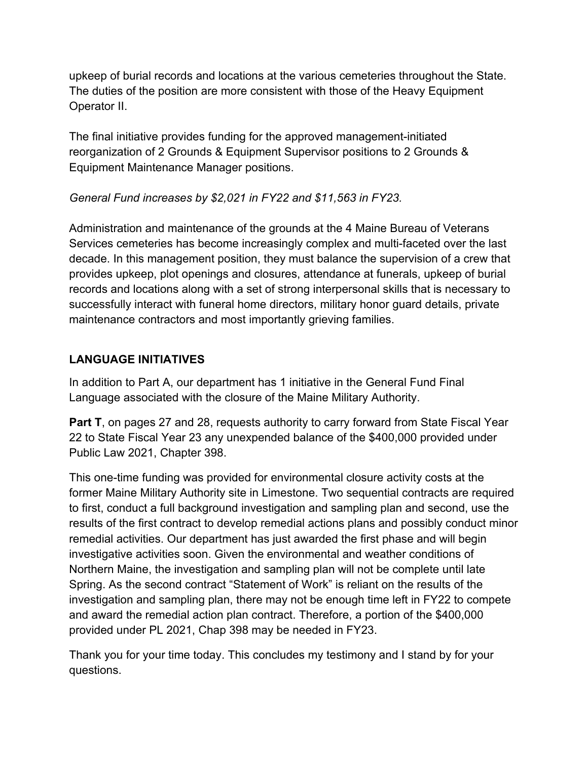upkeep of burial records and locations at the various cemeteries throughout the State. The duties of the position are more consistent with those of the Heavy Equipment Operator II.

The final initiative provides funding for the approved management-initiated reorganization of 2 Grounds & Equipment Supervisor positions to 2 Grounds & Equipment Maintenance Manager positions.

*General Fund increases by $2,021 in FY22 and $11,563 in FY23.*

Administration and maintenance of the grounds at the 4 Maine Bureau of Veterans Services cemeteries has become increasingly complex and multi-faceted over the last decade. In this management position, they must balance the supervision of a crew that provides upkeep, plot openings and closures, attendance at funerals, upkeep of burial records and locations along with a set of strong interpersonal skills that is necessary to successfully interact with funeral home directors, military honor guard details, private maintenance contractors and most importantly grieving families.

## LANGUAGE INITIATIVES

In addition to Part A, our department has 1 initiative in the General Fund Final Language associated with the closure of the Maine Military Authority.

**Part T**, on pages 27 and 28, requests authority to carry forward from State Fiscal Year 22 to State Fiscal Year 23 any unexpended balance of the $400,000 provided under Public Law 2021, Chapter 398.

This one-time funding was provided for environmental closure activity costs at the former Maine Military Authority site in Limestone. Two sequential contracts are required to first, conduct a full background investigation and sampling plan and second, use the results of the first contract to develop remedial actions plans and possibly conduct minor remedial activities. Our department has just awarded the first phase and will begin investigative activities soon. Given the environmental and weather conditions of Northern Maine, the investigation and sampling plan will not be complete until late Spring. As the second contract "Statement of Work" is reliant on the results of the investigation and sampling plan, there may not be enough time left in FY22 to compete and award the remedial action plan contract. Therefore, a portion of the $400,000 provided under PL 2021, Chap 398 may be needed in FY23.

Thank you for your time today. This concludes my testimony and I stand by for your questions.